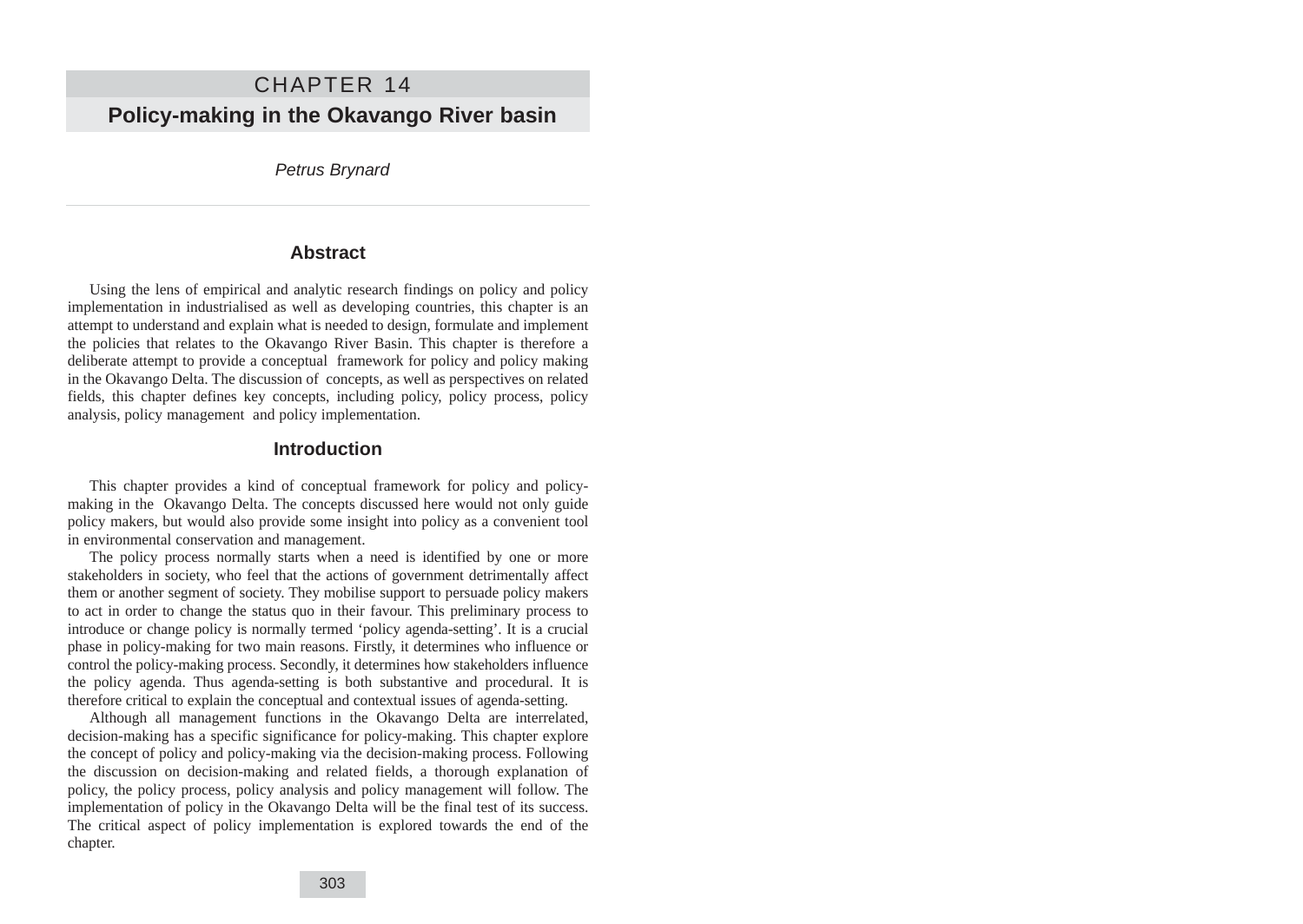# CHAPTER 14

# Policy-making in the Okavango River basin

*Petrus Brynard*

## Abstract

Using the lens of empirical and analytic research findings on policy and policy implementation in industrialised as well as developing countries, this chapter is an attempt to understand and explain what is needed to design, formulate and implement the policies that relates to the Okavango River Basin. This chapter is therefore a deliberate attempt to provide a conceptual framework for policy and policy making in the Okavango Delta. The discussion of concepts, as well as perspectives on related fields, this chapter defines key concepts, including policy, policy process, policy analysis, policy management and policy implementation.

## Introduction

This chapter provides a kind of conceptual framework for policy and policy-making in the Okavango Delta. The concepts discussed here would not only guide policy makers, but would also provide some insight into policy as a convenient tool in environmental conservation and management.

The policy process normally starts when a need is identified by one or more stakeholders in society, who feel that the actions of government detrimentally affect them or another segment of society. They mobilise support to persuade policy makers to act in order to change the status quo in their favour. This preliminary process to introduce or change policy is normally termed ‘policy agenda-setting’. It is a crucial phase in policy-making for two main reasons. Firstly, it determines who influence or control the policy-making process. Secondly, it determines how stakeholders influence the policy agenda. Thus agenda-setting is both substantive and procedural. It is therefore critical to explain the conceptual and contextual issues of agenda-setting.

Although all management functions in the Okavango Delta are interrelated, decision-making has a specific significance for policy-making. This chapter explore the concept of policy and policy-making via the decision-making process. Following the discussion on decision-making and related fields, a thorough explanation of policy, the policy process, policy analysis and policy management will follow. The implementation of policy in the Okavango Delta will be the final test of its success. The critical aspect of policy implementation is explored towards the end of the chapter.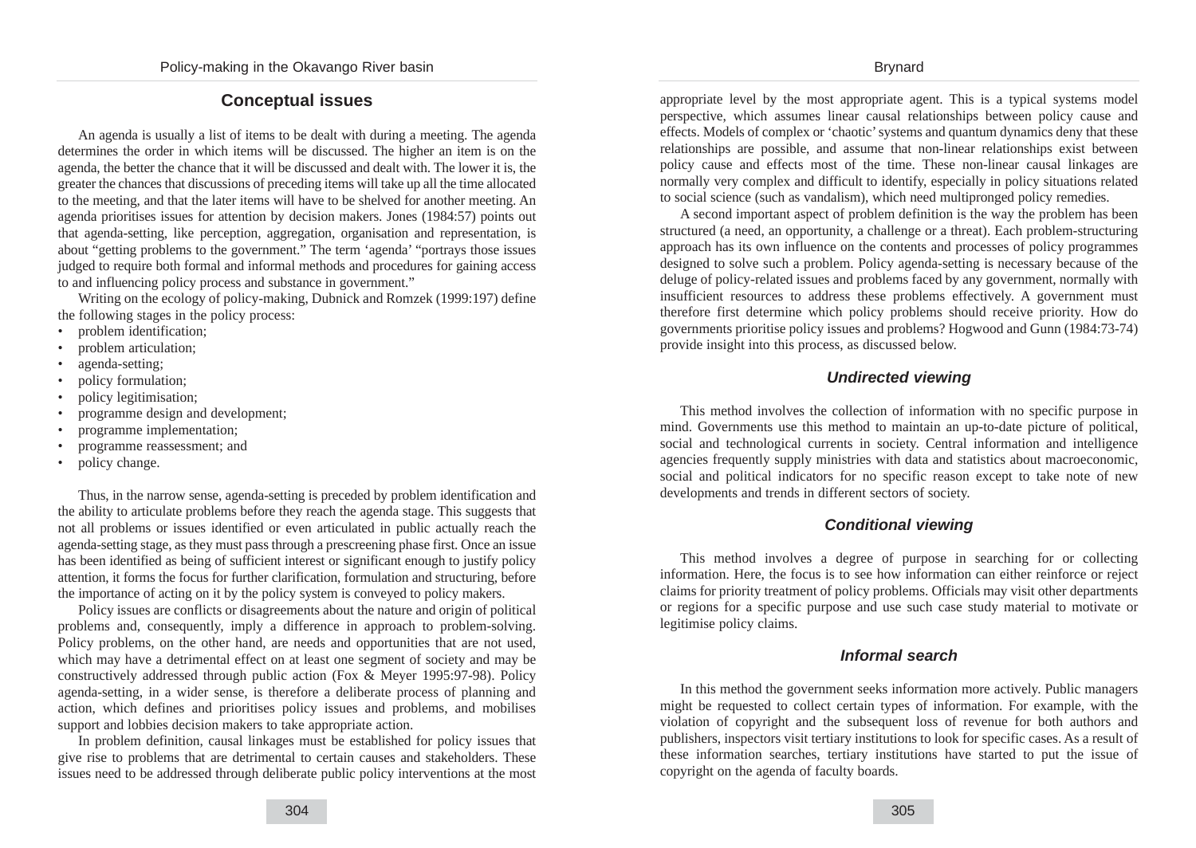## Conceptual issues

An agenda is usually a list of items to be dealt with during a meeting. The agenda determines the order in which items will be discussed. The higher an item is on the agenda, the better the chance that it will be discussed and dealt with. The lower it is, the greater the chances that discussions of preceding items will take up all the time allocated to the meeting, and that the later items will have to be shelved for another meeting. An agenda prioritises issues for attention by decision makers. Jones (1984:57) points out that agenda-setting, like perception, aggregation, organisation and representation, is about "getting problems to the government." The term 'agenda' "portrays those issues judged to require both formal and informal methods and procedures for gaining access to and influencing policy process and substance in government."

Writing on the ecology of policy-making, Dubnick and Romzek (1999:197) define the following stages in the policy process:

- problem identification;
- problem articulation;
- agenda-setting;
- policy formulation;
- policy legitimisation;
- programme design and development;
- programme implementation;
- programme reassessment; and
- policy change.

Thus, in the narrow sense, agenda-setting is preceded by problem identification and the ability to articulate problems before they reach the agenda stage. This suggests that not all problems or issues identified or even articulated in public actually reach the agenda-setting stage, as they must pass through a prescreening phase first. Once an issue has been identified as being of sufficient interest or significant enough to justify policy attention, it forms the focus for further clarification, formulation and structuring, before the importance of acting on it by the policy system is conveyed to policy makers.

Policy issues are conflicts or disagreements about the nature and origin of political problems and, consequently, imply a difference in approach to problem-solving. Policy problems, on the other hand, are needs and opportunities that are not used, which may have a detrimental effect on at least one segment of society and may be constructively addressed through public action (Fox & Meyer 1995:97-98). Policy agenda-setting, in a wider sense, is therefore a deliberate process of planning and action, which defines and prioritises policy issues and problems, and mobilises support and lobbies decision makers to take appropriate action.

In problem definition, causal linkages must be established for policy issues that give rise to problems that are detrimental to certain causes and stakeholders. These issues need to be addressed through deliberate public policy interventions at the most appropriate level by the most appropriate agent. This is a typical systems model perspective, which assumes linear causal relationships between policy cause and effects. Models of complex or 'chaotic' systems and quantum dynamics deny that these relationships are possible, and assume that non-linear relationships exist between policy cause and effects most of the time. These non-linear causal linkages are normally very complex and difficult to identify, especially in policy situations related to social science (such as vandalism), which need multipronged policy remedies.

A second important aspect of problem definition is the way the problem has been structured (a need, an opportunity, a challenge or a threat). Each problem-structuring approach has its own influence on the contents and processes of policy programmes designed to solve such a problem. Policy agenda-setting is necessary because of the deluge of policy-related issues and problems faced by any government, normally with insufficient resources to address these problems effectively. A government must therefore first determine which policy problems should receive priority. How do governments prioritise policy issues and problems? Hogwood and Gunn (1984:73-74) provide insight into this process, as discussed below.

### *Undirected viewing*

This method involves the collection of information with no specific purpose in mind. Governments use this method to maintain an up-to-date picture of political, social and technological currents in society. Central information and intelligence agencies frequently supply ministries with data and statistics about macroeconomic, social and political indicators for no specific reason except to take note of new developments and trends in different sectors of society.

### *Conditional viewing*

This method involves a degree of purpose in searching for or collecting information. Here, the focus is to see how information can either reinforce or reject claims for priority treatment of policy problems. Officials may visit other departments or regions for a specific purpose and use such case study material to motivate or legitimise policy claims.

### *Informal search*

In this method the government seeks information more actively. Public managers might be requested to collect certain types of information. For example, with the violation of copyright and the subsequent loss of revenue for both authors and publishers, inspectors visit tertiary institutions to look for specific cases. As a result of these information searches, tertiary institutions have started to put the issue of copyright on the agenda of faculty boards.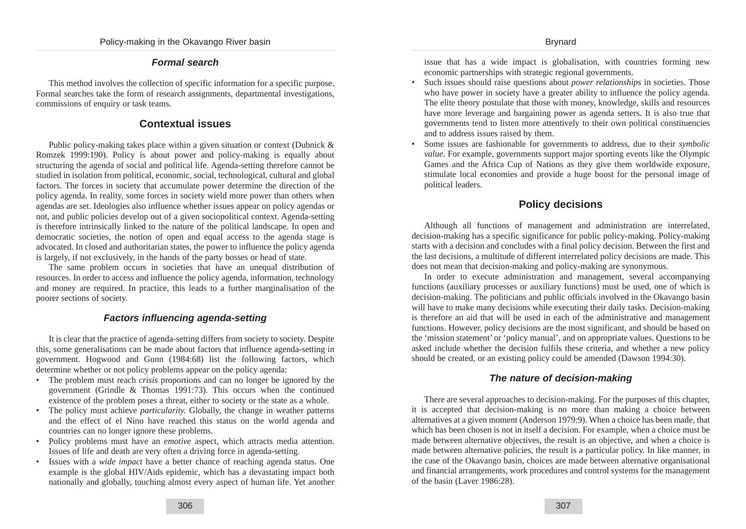### *Formal search*

This method involves the collection of specific information for a specific purpose. Formal searches take the form of research assignments, departmental investigations, commissions of enquiry or task teams.

## Contextual issues

Public policy-making takes place within a given situation or context (Dubnick & Romzek 1999:190). Policy is about power and policy-making is equally about structuring the agenda of social and political life. Agenda-setting therefore cannot be studied in isolation from political, economic, social, technological, cultural and global factors. The forces in society that accumulate power determine the direction of the policy agenda. In reality, some forces in society wield more power than others when agendas are set. Ideologies also influence whether issues appear on policy agendas or not, and public policies develop out of a given sociopolitical context. Agenda-setting is therefore intrinsically linked to the nature of the political landscape. In open and democratic societies, the notion of open and equal access to the agenda stage is advocated. In closed and authoritarian states, the power to influence the policy agenda is largely, if not exclusively, in the hands of the party bosses or head of state.

The same problem occurs in societies that have an unequal distribution of resources. In order to access and influence the policy agenda, information, technology and money are required. In practice, this leads to a further marginalisation of the poorer sections of society.

### *Factors influencing agenda-setting*

It is clear that the practice of agenda-setting differs from society to society. Despite this, some generalisations can be made about factors that influence agenda-setting in government. Hogwood and Gunn (1984:68) list the following factors, which determine whether or not policy problems appear on the policy agenda:

- The problem must reach *crisis* proportions and can no longer be ignored by the government (Grindle & Thomas 1991:73). This occurs when the continued existence of the problem poses a threat, either to society or the state as a whole.
- The policy must achieve *particularity.* Globally, the change in weather patterns and the effect of el Nino have reached this status on the world agenda and countries can no longer ignore these problems.
- Policy problems must have an *emotive* aspect, which attracts media attention. Issues of life and death are very often a driving force in agenda-setting.
- Issues with a *wide impact* have a better chance of reaching agenda status. One example is the global HIV/Aids epidemic, which has a devastating impact both nationally and globally, touching almost every aspect of human life. Yet another issue that has a wide impact is globalisation, with countries forming new economic partnerships with strategic regional governments.
- Such issues should raise questions about *power relationships* in societies. Those who have power in society have a greater ability to influence the policy agenda. The elite theory postulate that those with money, knowledge, skills and resources have more leverage and bargaining power as agenda setters. It is also true that governments tend to listen more attentively to their own political constituencies and to address issues raised by them.
- Some issues are fashionable for governments to address, due to their *symbolic value*. For example, governments support major sporting events like the Olympic Games and the Africa Cup of Nations as they give them worldwide exposure, stimulate local economies and provide a huge boost for the personal image of political leaders.

## Policy decisions

Although all functions of management and administration are interrelated, decision-making has a specific significance for public policy-making. Policy-making starts with a decision and concludes with a final policy decision. Between the first and the last decisions, a multitude of different interrelated policy decisions are made. This does not mean that decision-making and policy-making are synonymous.

In order to execute administration and management, several accompanying functions (auxiliary processes or auxiliary functions) must be used, one of which is decision-making. The politicians and public officials involved in the Okavango basin will have to make many decisions while executing their daily tasks. Decision-making is therefore an aid that will be used in each of the administrative and management functions. However, policy decisions are the most significant, and should be based on the 'mission statement' or 'policy manual', and on appropriate values. Questions to be asked include whether the decision fulfils these criteria, and whether a new policy should be created, or an existing policy could be amended (Dawson 1994:30).

### *The nature of decision-making*

There are several approaches to decision-making. For the purposes of this chapter, it is accepted that decision-making is no more than making a choice between alternatives at a given moment (Anderson 1979:9). When a choice has been made, that which has been chosen is not in itself a decision. For example, when a choice must be made between alternative objectives, the result is an objective, and when a choice is made between alternative policies, the result is a particular policy. In like manner, in the case of the Okavango basin, choices are made between alternative organisational and financial arrangements, work procedures and control systems for the management of the basin (Laver 1986:28).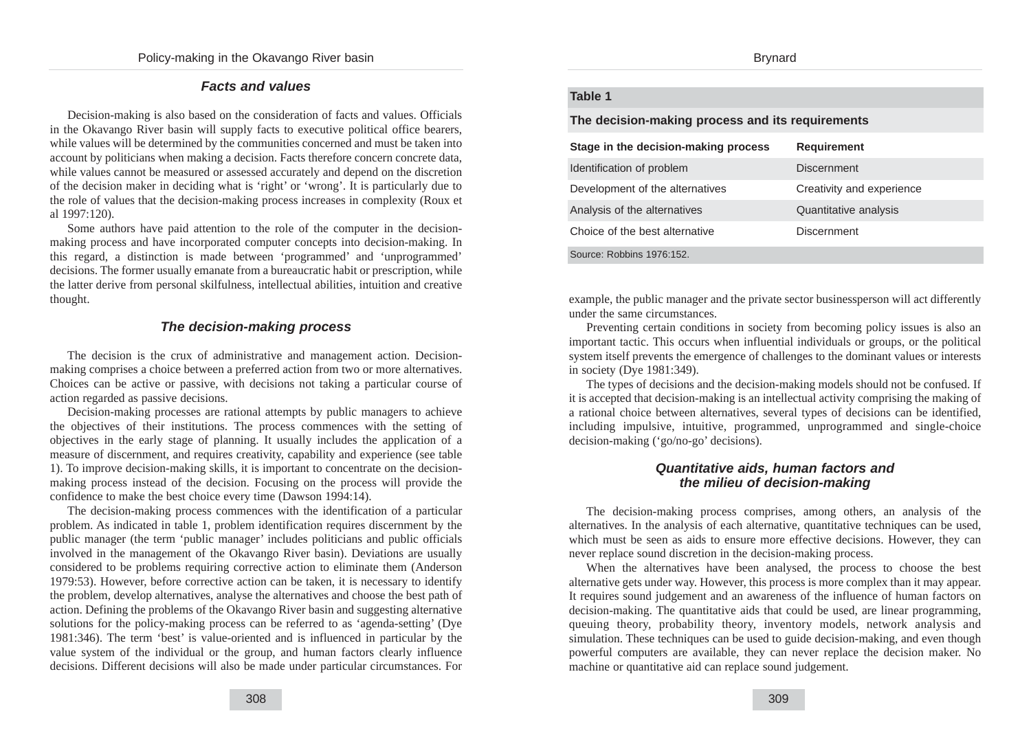### *Facts and values*

Decision-making is also based on the consideration of facts and values. Officials in the Okavango River basin will supply facts to executive political office bearers, while values will be determined by the communities concerned and must be taken into account by politicians when making a decision. Facts therefore concern concrete data, while values cannot be measured or assessed accurately and depend on the discretion of the decision maker in deciding what is 'right' or 'wrong'. It is particularly due to the role of values that the decision-making process increases in complexity (Roux et al 1997:120).

Some authors have paid attention to the role of the computer in the decision-making process and have incorporated computer concepts into decision-making. In this regard, a distinction is made between 'programmed' and 'unprogrammed' decisions. The former usually emanate from a bureaucratic habit or prescription, while the latter derive from personal skilfulness, intellectual abilities, intuition and creative thought.

### *The decision-making process*

The decision is the crux of administrative and management action. Decision-making comprises a choice between a preferred action from two or more alternatives. Choices can be active or passive, with decisions not taking a particular course of action regarded as passive decisions.

Decision-making processes are rational attempts by public managers to achieve the objectives of their institutions. The process commences with the setting of objectives in the early stage of planning. It usually includes the application of a measure of discernment, and requires creativity, capability and experience (see table 1). To improve decision-making skills, it is important to concentrate on the decision-making process instead of the decision. Focusing on the process will provide the confidence to make the best choice every time (Dawson 1994:14).

The decision-making process commences with the identification of a particular problem. As indicated in table 1, problem identification requires discernment by the public manager (the term 'public manager' includes politicians and public officials involved in the management of the Okavango River basin). Deviations are usually considered to be problems requiring corrective action to eliminate them (Anderson 1979:53). However, before corrective action can be taken, it is necessary to identify the problem, develop alternatives, analyse the alternatives and choose the best path of action. Defining the problems of the Okavango River basin and suggesting alternative solutions for the policy-making process can be referred to as 'agenda-setting' (Dye 1981:346). The term 'best' is value-oriented and is influenced in particular by the value system of the individual or the group, and human factors clearly influence decisions. Different decisions will also be made under particular circumstances. For example, the public manager and the private sector businessperson will act differently under the same circumstances.

**Table 1**

**The decision-making process and its requirements**

| Stage in the decision-making process | Requirement |
|---|---|
| Identification of problem | Discernment |
| Development of the alternatives | Creativity and experience |
| Analysis of the alternatives | Quantitative analysis |
| Choice of the best alternative | Discernment |

Source: Robbins 1976:152.

Preventing certain conditions in society from becoming policy issues is also an important tactic. This occurs when influential individuals or groups, or the political system itself prevents the emergence of challenges to the dominant values or interests in society (Dye 1981:349).

The types of decisions and the decision-making models should not be confused. If it is accepted that decision-making is an intellectual activity comprising the making of a rational choice between alternatives, several types of decisions can be identified, including impulsive, intuitive, programmed, unprogrammed and single-choice decision-making ('go/no-go' decisions).

### *Quantitative aids, human factors and the milieu of decision-making*

The decision-making process comprises, among others, an analysis of the alternatives. In the analysis of each alternative, quantitative techniques can be used, which must be seen as aids to ensure more effective decisions. However, they can never replace sound discretion in the decision-making process.

When the alternatives have been analysed, the process to choose the best alternative gets under way. However, this process is more complex than it may appear. It requires sound judgement and an awareness of the influence of human factors on decision-making. The quantitative aids that could be used, are linear programming, queuing theory, probability theory, inventory models, network analysis and simulation. These techniques can be used to guide decision-making, and even though powerful computers are available, they can never replace the decision maker. No machine or quantitative aid can replace sound judgement.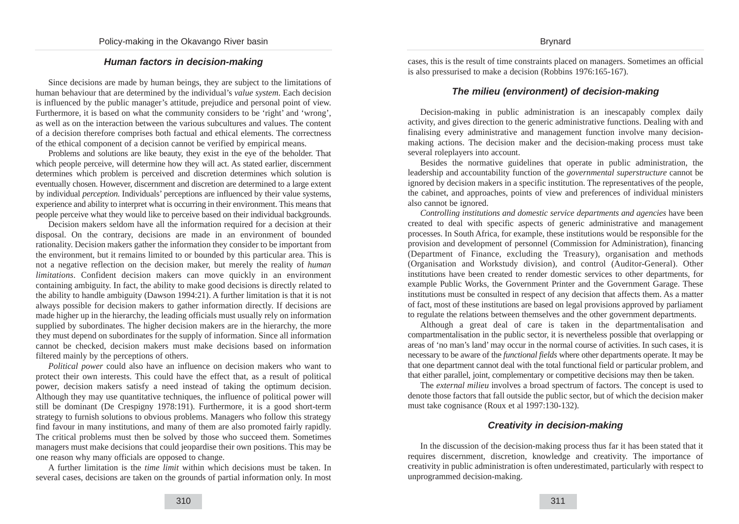## Human factors in decision-making

Since decisions are made by human beings, they are subject to the limitations of human behaviour that are determined by the individual's *value system*. Each decision is influenced by the public manager's attitude, prejudice and personal point of view. Furthermore, it is based on what the community considers to be 'right' and 'wrong', as well as on the interaction between the various subcultures and values. The content of a decision therefore comprises both factual and ethical elements. The correctness of the ethical component of a decision cannot be verified by empirical means.

Problems and solutions are like beauty, they exist in the eye of the beholder. That which people perceive, will determine how they will act. As stated earlier, discernment determines which problem is perceived and discretion determines which solution is eventually chosen. However, discernment and discretion are determined to a large extent by individual *perception*. Individuals' perceptions are influenced by their value systems, experience and ability to interpret what is occurring in their environment. This means that people perceive what they would like to perceive based on their individual backgrounds.

Decision makers seldom have all the information required for a decision at their disposal. On the contrary, decisions are made in an environment of bounded rationality. Decision makers gather the information they consider to be important from the environment, but it remains limited to or bounded by this particular area. This is not a negative reflection on the decision maker, but merely the reality of *human limitations*. Confident decision makers can move quickly in an environment containing ambiguity. In fact, the ability to make good decisions is directly related to the ability to handle ambiguity (Dawson 1994:21). A further limitation is that it is not always possible for decision makers to gather information directly. If decisions are made higher up in the hierarchy, the leading officials must usually rely on information supplied by subordinates. The higher decision makers are in the hierarchy, the more they must depend on subordinates for the supply of information. Since all information cannot be checked, decision makers must make decisions based on information filtered mainly by the perceptions of others.

*Political power* could also have an influence on decision makers who want to protect their own interests. This could have the effect that, as a result of political power, decision makers satisfy a need instead of taking the optimum decision. Although they may use quantitative techniques, the influence of political power will still be dominant (De Crespigny 1978:191). Furthermore, it is a good short-term strategy to furnish solutions to obvious problems. Managers who follow this strategy find favour in many institutions, and many of them are also promoted fairly rapidly. The critical problems must then be solved by those who succeed them. Sometimes managers must make decisions that could jeopardise their own positions. This may be one reason why many officials are opposed to change.

A further limitation is the *time limit* within which decisions must be taken. In several cases, decisions are taken on the grounds of partial information only. In most cases, this is the result of time constraints placed on managers. Sometimes an official is also pressurised to make a decision (Robbins 1976:165-167).

## The milieu (environment) of decision-making

Decision-making in public administration is an inescapably complex daily activity, and gives direction to the generic administrative functions. Dealing with and finalising every administrative and management function involve many decision-making actions. The decision maker and the decision-making process must take several roleplayers into account.

Besides the normative guidelines that operate in public administration, the leadership and accountability function of the *governmental superstructure* cannot be ignored by decision makers in a specific institution. The representatives of the people, the cabinet, and approaches, points of view and preferences of individual ministers also cannot be ignored.

*Controlling institutions and domestic service departments and agencies* have been created to deal with specific aspects of generic administrative and management processes. In South Africa, for example, these institutions would be responsible for the provision and development of personnel (Commission for Administration), financing (Department of Finance, excluding the Treasury), organisation and methods (Organisation and Workstudy division), and control (Auditor-General). Other institutions have been created to render domestic services to other departments, for example Public Works, the Government Printer and the Government Garage. These institutions must be consulted in respect of any decision that affects them. As a matter of fact, most of these institutions are based on legal provisions approved by parliament to regulate the relations between themselves and the other government departments.

Although a great deal of care is taken in the departmentalisation and compartmentalisation in the public sector, it is nevertheless possible that overlapping or areas of 'no man's land' may occur in the normal course of activities. In such cases, it is necessary to be aware of the *functional fields* where other departments operate. It may be that one department cannot deal with the total functional field or particular problem, and that either parallel, joint, complementary or competitive decisions may then be taken.

The *external milieu* involves a broad spectrum of factors. The concept is used to denote those factors that fall outside the public sector, but of which the decision maker must take cognisance (Roux et al 1997:130-132).

## Creativity in decision-making

In the discussion of the decision-making process thus far it has been stated that it requires discernment, discretion, knowledge and creativity. The importance of creativity in public administration is often underestimated, particularly with respect to unprogrammed decision-making.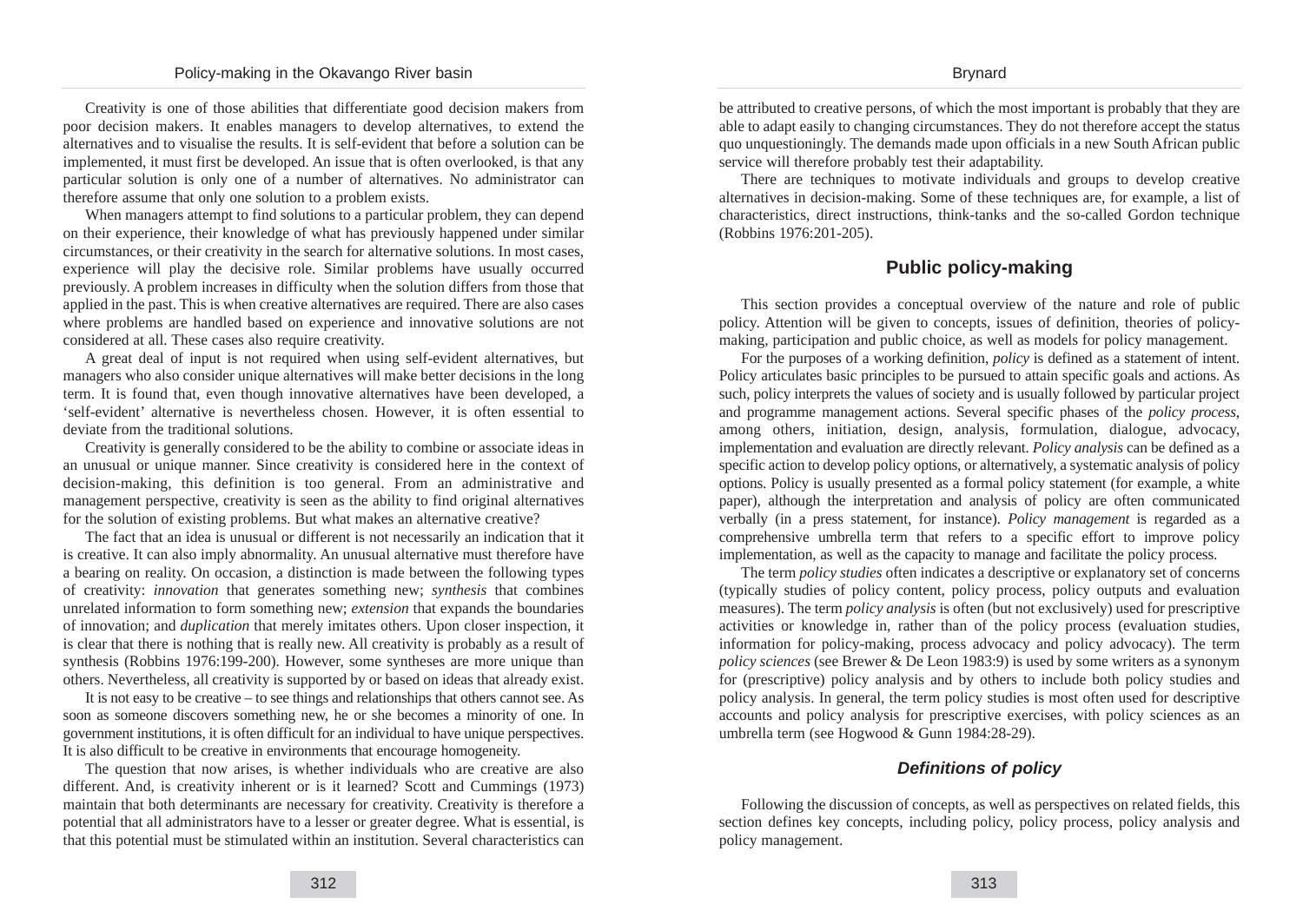Creativity is one of those abilities that differentiate good decision makers from poor decision makers. It enables managers to develop alternatives, to extend the alternatives and to visualise the results. It is self-evident that before a solution can be implemented, it must first be developed. An issue that is often overlooked, is that any particular solution is only one of a number of alternatives. No administrator can therefore assume that only one solution to a problem exists.

When managers attempt to find solutions to a particular problem, they can depend on their experience, their knowledge of what has previously happened under similar circumstances, or their creativity in the search for alternative solutions. In most cases, experience will play the decisive role. Similar problems have usually occurred previously. A problem increases in difficulty when the solution differs from those that applied in the past. This is when creative alternatives are required. There are also cases where problems are handled based on experience and innovative solutions are not considered at all. These cases also require creativity.

A great deal of input is not required when using self-evident alternatives, but managers who also consider unique alternatives will make better decisions in the long term. It is found that, even though innovative alternatives have been developed, a 'self-evident' alternative is nevertheless chosen. However, it is often essential to deviate from the traditional solutions.

Creativity is generally considered to be the ability to combine or associate ideas in an unusual or unique manner. Since creativity is considered here in the context of decision-making, this definition is too general. From an administrative and management perspective, creativity is seen as the ability to find original alternatives for the solution of existing problems. But what makes an alternative creative?

The fact that an idea is unusual or different is not necessarily an indication that it is creative. It can also imply abnormality. An unusual alternative must therefore have a bearing on reality. On occasion, a distinction is made between the following types of creativity: *innovation* that generates something new; *synthesis* that combines unrelated information to form something new; *extension* that expands the boundaries of innovation; and *duplication* that merely imitates others. Upon closer inspection, it is clear that there is nothing that is really new. All creativity is probably as a result of synthesis (Robbins 1976:199-200). However, some syntheses are more unique than others. Nevertheless, all creativity is supported by or based on ideas that already exist.

It is not easy to be creative – to see things and relationships that others cannot see. As soon as someone discovers something new, he or she becomes a minority of one. In government institutions, it is often difficult for an individual to have unique perspectives. It is also difficult to be creative in environments that encourage homogeneity.

The question that now arises, is whether individuals who are creative are also different. And, is creativity inherent or is it learned? Scott and Cummings (1973) maintain that both determinants are necessary for creativity. Creativity is therefore a potential that all administrators have to a lesser or greater degree. What is essential, is that this potential must be stimulated within an institution. Several characteristics can be attributed to creative persons, of which the most important is probably that they are able to adapt easily to changing circumstances. They do not therefore accept the status quo unquestioningly. The demands made upon officials in a new South African public service will therefore probably test their adaptability.

There are techniques to motivate individuals and groups to develop creative alternatives in decision-making. Some of these techniques are, for example, a list of characteristics, direct instructions, think-tanks and the so-called Gordon technique (Robbins 1976:201-205).

## Public policy-making

This section provides a conceptual overview of the nature and role of public policy. Attention will be given to concepts, issues of definition, theories of policy-making, participation and public choice, as well as models for policy management.

For the purposes of a working definition, *policy* is defined as a statement of intent. Policy articulates basic principles to be pursued to attain specific goals and actions. As such, policy interprets the values of society and is usually followed by particular project and programme management actions. Several specific phases of the *policy process*, among others, initiation, design, analysis, formulation, dialogue, advocacy, implementation and evaluation are directly relevant. *Policy analysis* can be defined as a specific action to develop policy options, or alternatively, a systematic analysis of policy options. Policy is usually presented as a formal policy statement (for example, a white paper), although the interpretation and analysis of policy are often communicated verbally (in a press statement, for instance). *Policy management* is regarded as a comprehensive umbrella term that refers to a specific effort to improve policy implementation, as well as the capacity to manage and facilitate the policy process.

The term *policy studies* often indicates a descriptive or explanatory set of concerns (typically studies of policy content, policy process, policy outputs and evaluation measures). The term *policy analysis* is often (but not exclusively) used for prescriptive activities or knowledge in, rather than of the policy process (evaluation studies, information for policy-making, process advocacy and policy advocacy). The term *policy sciences* (see Brewer & De Leon 1983:9) is used by some writers as a synonym for (prescriptive) policy analysis and by others to include both policy studies and policy analysis. In general, the term policy studies is most often used for descriptive accounts and policy analysis for prescriptive exercises, with policy sciences as an umbrella term (see Hogwood & Gunn 1984:28-29).

### *Definitions of policy*

Following the discussion of concepts, as well as perspectives on related fields, this section defines key concepts, including policy, policy process, policy analysis and policy management.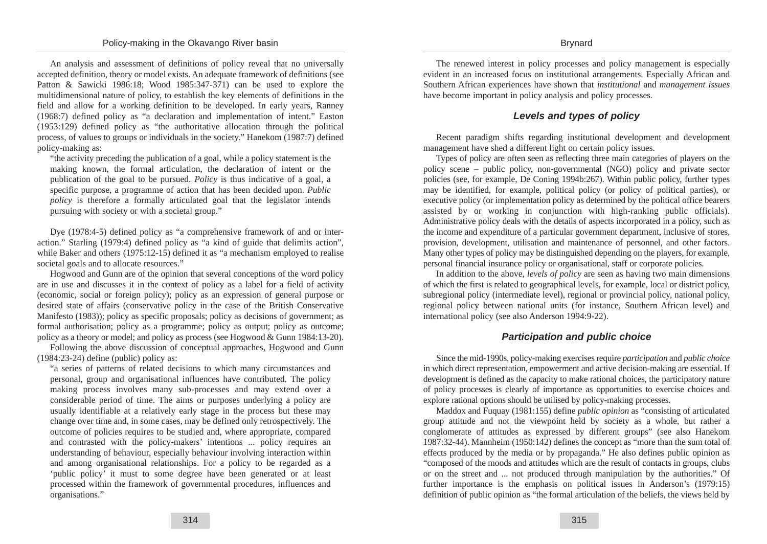An analysis and assessment of definitions of policy reveal that no universally accepted definition, theory or model exists. An adequate framework of definitions (see Patton & Sawicki 1986:18; Wood 1985:347-371) can be used to explore the multidimensional nature of policy, to establish the key elements of definitions in the field and allow for a working definition to be developed. In early years, Ranney (1968:7) defined policy as "a declaration and implementation of intent." Easton (1953:129) defined policy as "the authoritative allocation through the political process, of values to groups or individuals in the society." Hanekom (1987:7) defined policy-making as:

> "the activity preceding the publication of a goal, while a policy statement is the making known, the formal articulation, the declaration of intent or the publication of the goal to be pursued. *Policy* is thus indicative of a goal, a specific purpose, a programme of action that has been decided upon. *Public policy* is therefore a formally articulated goal that the legislator intends pursuing with society or with a societal group."

Dye (1978:4-5) defined policy as "a comprehensive framework of and or interaction." Starling (1979:4) defined policy as "a kind of guide that delimits action", while Baker and others (1975:12-15) defined it as "a mechanism employed to realise societal goals and to allocate resources."

Hogwood and Gunn are of the opinion that several conceptions of the word policy are in use and discusses it in the context of policy as a label for a field of activity (economic, social or foreign policy); policy as an expression of general purpose or desired state of affairs (conservative policy in the case of the British Conservative Manifesto (1983)); policy as specific proposals; policy as decisions of government; as formal authorisation; policy as a programme; policy as output; policy as outcome; policy as a theory or model; and policy as process (see Hogwood & Gunn 1984:13-20).

Following the above discussion of conceptual approaches, Hogwood and Gunn (1984:23-24) define (public) policy as:

> "a series of patterns of related decisions to which many circumstances and personal, group and organisational influences have contributed. The policy making process involves many sub-processes and may extend over a considerable period of time. The aims or purposes underlying a policy are usually identifiable at a relatively early stage in the process but these may change over time and, in some cases, may be defined only retrospectively. The outcome of policies requires to be studied and, where appropriate, compared and contrasted with the policy-makers' intentions ... policy requires an understanding of behaviour, especially behaviour involving interaction within and among organisational relationships. For a policy to be regarded as a 'public policy' it must to some degree have been generated or at least processed within the framework of governmental procedures, influences and organisations."

The renewed interest in policy processes and policy management is especially evident in an increased focus on institutional arrangements. Especially African and Southern African experiences have shown that *institutional* and *management issues* have become important in policy analysis and policy processes.

## Levels and types of policy

Recent paradigm shifts regarding institutional development and development management have shed a different light on certain policy issues.

Types of policy are often seen as reflecting three main categories of players on the policy scene – public policy, non-governmental (NGO) policy and private sector policies (see, for example, De Coning 1994b:267). Within public policy, further types may be identified, for example, political policy (or policy of political parties), or executive policy (or implementation policy as determined by the political office bearers assisted by or working in conjunction with high-ranking public officials). Administrative policy deals with the details of aspects incorporated in a policy, such as the income and expenditure of a particular government department, inclusive of stores, provision, development, utilisation and maintenance of personnel, and other factors. Many other types of policy may be distinguished depending on the players, for example, personal financial insurance policy or organisational, staff or corporate policies.

In addition to the above, *levels of policy* are seen as having two main dimensions of which the first is related to geographical levels, for example, local or district policy, subregional policy (intermediate level), regional or provincial policy, national policy, regional policy between national units (for instance, Southern African level) and international policy (see also Anderson 1994:9-22).

## Participation and public choice

Since the mid-1990s, policy-making exercises require *participation* and *public choice* in which direct representation, empowerment and active decision-making are essential. If development is defined as the capacity to make rational choices, the participatory nature of policy processes is clearly of importance as opportunities to exercise choices and explore rational options should be utilised by policy-making processes.

Maddox and Fuquay (1981:155) define *public opinion* as "consisting of articulated group attitude and not the viewpoint held by society as a whole, but rather a conglomerate of attitudes as expressed by different groups" (see also Hanekom 1987:32-44). Mannheim (1950:142) defines the concept as "more than the sum total of effects produced by the media or by propaganda." He also defines public opinion as "composed of the moods and attitudes which are the result of contacts in groups, clubs or on the street and ... not produced through manipulation by the authorities." Of further importance is the emphasis on political issues in Anderson's (1979:15) definition of public opinion as "the formal articulation of the beliefs, the views held by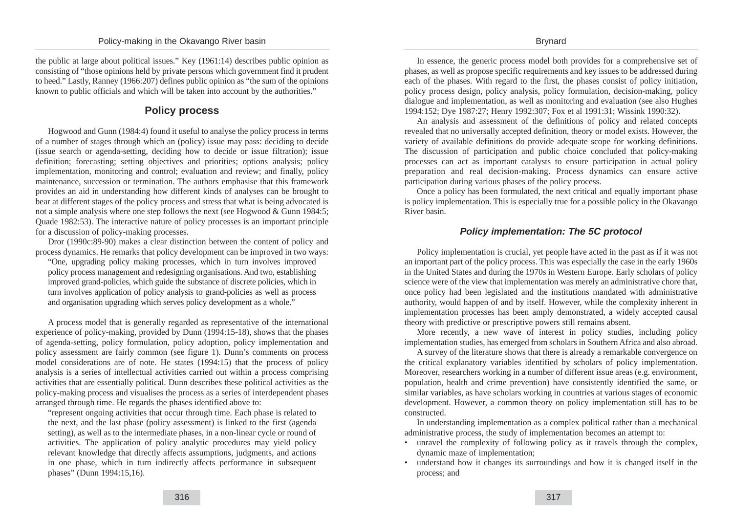the public at large about political issues." Key (1961:14) describes public opinion as consisting of "those opinions held by private persons which government find it prudent to heed." Lastly, Ranney (1966:207) defines public opinion as "the sum of the opinions known to public officials and which will be taken into account by the authorities."

## Policy process

Hogwood and Gunn (1984:4) found it useful to analyse the policy process in terms of a number of stages through which an (policy) issue may pass: deciding to decide (issue search or agenda-setting, deciding how to decide or issue filtration); issue definition; forecasting; setting objectives and priorities; options analysis; policy implementation, monitoring and control; evaluation and review; and finally, policy maintenance, succession or termination. The authors emphasise that this framework provides an aid in understanding how different kinds of analyses can be brought to bear at different stages of the policy process and stress that what is being advocated is not a simple analysis where one step follows the next (see Hogwood & Gunn 1984:5; Quade 1982:53). The interactive nature of policy processes is an important principle for a discussion of policy-making processes.

Dror (1990c:89-90) makes a clear distinction between the content of policy and process dynamics. He remarks that policy development can be improved in two ways:

> "One, upgrading policy making processes, which in turn involves improved policy process management and redesigning organisations. And two, establishing improved grand-policies, which guide the substance of discrete policies, which in turn involves application of policy analysis to grand-policies as well as process and organisation upgrading which serves policy development as a whole."

A process model that is generally regarded as representative of the international experience of policy-making, provided by Dunn (1994:15-18), shows that the phases of agenda-setting, policy formulation, policy adoption, policy implementation and policy assessment are fairly common (see figure 1). Dunn's comments on process model considerations are of note. He states (1994:15) that the process of policy analysis is a series of intellectual activities carried out within a process comprising activities that are essentially political. Dunn describes these political activities as the policy-making process and visualises the process as a series of interdependent phases arranged through time. He regards the phases identified above to:

> "represent ongoing activities that occur through time. Each phase is related to the next, and the last phase (policy assessment) is linked to the first (agenda setting), as well as to the intermediate phases, in a non-linear cycle or round of activities. The application of policy analytic procedures may yield policy relevant knowledge that directly affects assumptions, judgments, and actions in one phase, which in turn indirectly affects performance in subsequent phases" (Dunn 1994:15,16).

In essence, the generic process model both provides for a comprehensive set of phases, as well as propose specific requirements and key issues to be addressed during each of the phases. With regard to the first, the phases consist of policy initiation, policy process design, policy analysis, policy formulation, decision-making, policy dialogue and implementation, as well as monitoring and evaluation (see also Hughes 1994:152; Dye 1987:27; Henry 1992:307; Fox et al 1991:31; Wissink 1990:32).

An analysis and assessment of the definitions of policy and related concepts revealed that no universally accepted definition, theory or model exists. However, the variety of available definitions do provide adequate scope for working definitions. The discussion of participation and public choice concluded that policy-making processes can act as important catalysts to ensure participation in actual policy preparation and real decision-making. Process dynamics can ensure active participation during various phases of the policy process.

Once a policy has been formulated, the next critical and equally important phase is policy implementation. This is especially true for a possible policy in the Okavango River basin.

### *Policy implementation: The 5C protocol*

Policy implementation is crucial, yet people have acted in the past as if it was not an important part of the policy process. This was especially the case in the early 1960s in the United States and during the 1970s in Western Europe. Early scholars of policy science were of the view that implementation was merely an administrative chore that, once policy had been legislated and the institutions mandated with administrative authority, would happen of and by itself. However, while the complexity inherent in implementation processes has been amply demonstrated, a widely accepted causal theory with predictive or prescriptive powers still remains absent.

More recently, a new wave of interest in policy studies, including policy implementation studies, has emerged from scholars in Southern Africa and also abroad.

A survey of the literature shows that there is already a remarkable convergence on the critical explanatory variables identified by scholars of policy implementation. Moreover, researchers working in a number of different issue areas (e.g. environment, population, health and crime prevention) have consistently identified the same, or similar variables, as have scholars working in countries at various stages of economic development. However, a common theory on policy implementation still has to be constructed.

In understanding implementation as a complex political rather than a mechanical administrative process, the study of implementation becomes an attempt to:

- unravel the complexity of following policy as it travels through the complex, dynamic maze of implementation;
- understand how it changes its surroundings and how it is changed itself in the process; and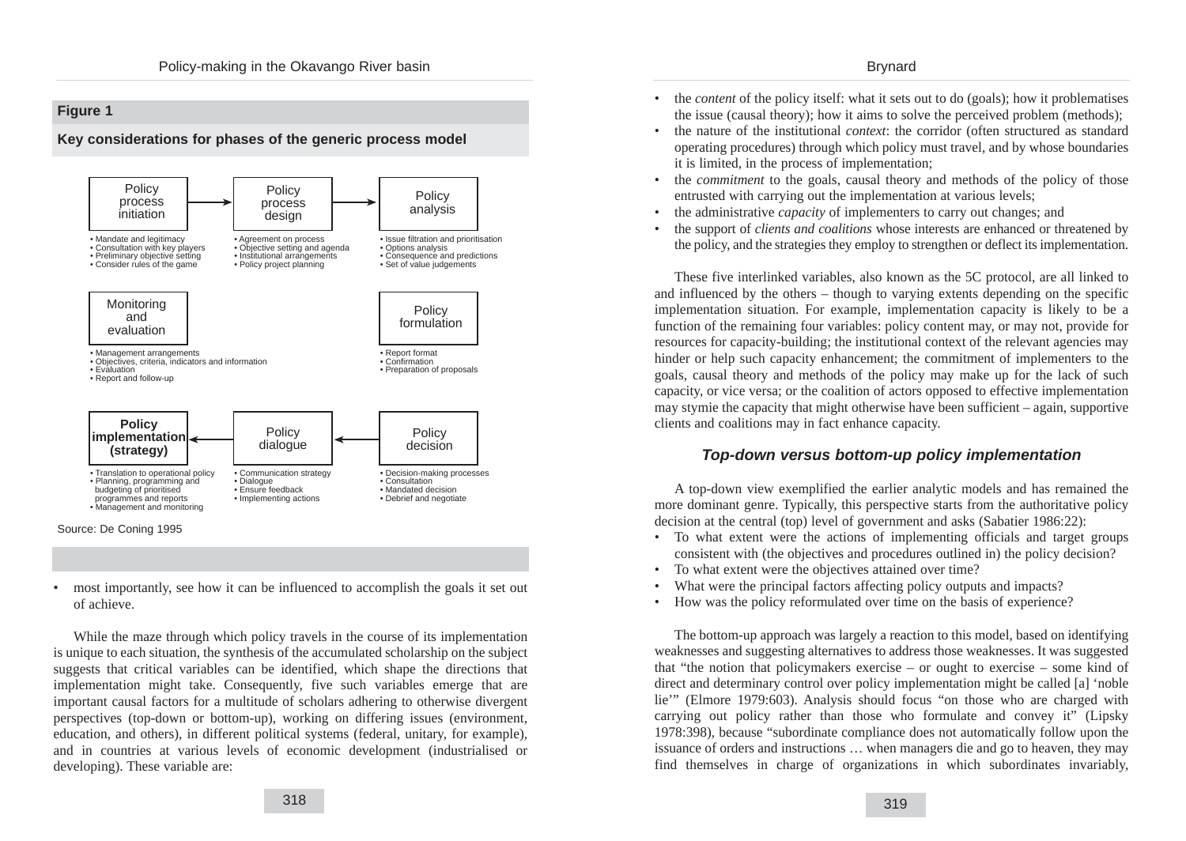**Figure 1**

**Key considerations for phases of the generic process model**

**Policy process initiation**
- Mandate and legitimacy
- Consultation with key players
- Preliminary objective setting
- Consider rules of the game

**Policy process design**
- Agreement on process
- Objective setting and agenda
- Institutional arrangements
- Policy project planning

**Policy analysis**
- Issue filtration and prioritisation
- Options analysis
- Consequence and predictions
- Set of value judgements

**Policy formulation**
- Report format
- Confirmation
- Preparation of proposals

**Policy decision**
- Decision-making processes
- Consultation
- Mandated decision
- Debrief and negotiate

**Policy dialogue**
- Communication strategy
- Dialogue
- Ensure feedback
- Implementing actions

**Policy implementation (strategy)**
- Translation to operational policy
- Planning, programming and budgeting of prioritised programmes and reports
- Management and monitoring

**Monitoring and evaluation**
- Management arrangements
- Objectives, criteria, indicators and information
- Evaluation
- Report and follow-up

Source: De Coning 1995

- most importantly, see how it can be influenced to accomplish the goals it set out of achieve.

While the maze through which policy travels in the course of its implementation is unique to each situation, the synthesis of the accumulated scholarship on the subject suggests that critical variables can be identified, which shape the directions that implementation might take. Consequently, five such variables emerge that are important causal factors for a multitude of scholars adhering to otherwise divergent perspectives (top-down or bottom-up), working on differing issues (environment, education, and others), in different political systems (federal, unitary, for example), and in countries at various levels of economic development (industrialised or developing). These variable are:

- the *content* of the policy itself: what it sets out to do (goals); how it problematises the issue (causal theory); how it aims to solve the perceived problem (methods);
- the nature of the institutional *context*: the corridor (often structured as standard operating procedures) through which policy must travel, and by whose boundaries it is limited, in the process of implementation;
- the *commitment* to the goals, causal theory and methods of the policy of those entrusted with carrying out the implementation at various levels;
- the administrative *capacity* of implementers to carry out changes; and
- the support of *clients and coalitions* whose interests are enhanced or threatened by the policy, and the strategies they employ to strengthen or deflect its implementation.

These five interlinked variables, also known as the 5C protocol, are all linked to and influenced by the others – though to varying extents depending on the specific implementation situation. For example, implementation capacity is likely to be a function of the remaining four variables: policy content may, or may not, provide for resources for capacity-building; the institutional context of the relevant agencies may hinder or help such capacity enhancement; the commitment of implementers to the goals, causal theory and methods of the policy may make up for the lack of such capacity, or vice versa; or the coalition of actors opposed to effective implementation may stymie the capacity that might otherwise have been sufficient – again, supportive clients and coalitions may in fact enhance capacity.

### *Top-down versus bottom-up policy implementation*

A top-down view exemplified the earlier analytic models and has remained the more dominant genre. Typically, this perspective starts from the authoritative policy decision at the central (top) level of government and asks (Sabatier 1986:22):

- To what extent were the actions of implementing officials and target groups consistent with (the objectives and procedures outlined in) the policy decision?
- To what extent were the objectives attained over time?
- What were the principal factors affecting policy outputs and impacts?
- How was the policy reformulated over time on the basis of experience?

The bottom-up approach was largely a reaction to this model, based on identifying weaknesses and suggesting alternatives to address those weaknesses. It was suggested that "the notion that policymakers exercise – or ought to exercise – some kind of direct and determinary control over policy implementation might be called [a] 'noble lie'" (Elmore 1979:603). Analysis should focus "on those who are charged with carrying out policy rather than those who formulate and convey it" (Lipsky 1978:398), because "subordinate compliance does not automatically follow upon the issuance of orders and instructions … when managers die and go to heaven, they may find themselves in charge of organizations in which subordinates invariably,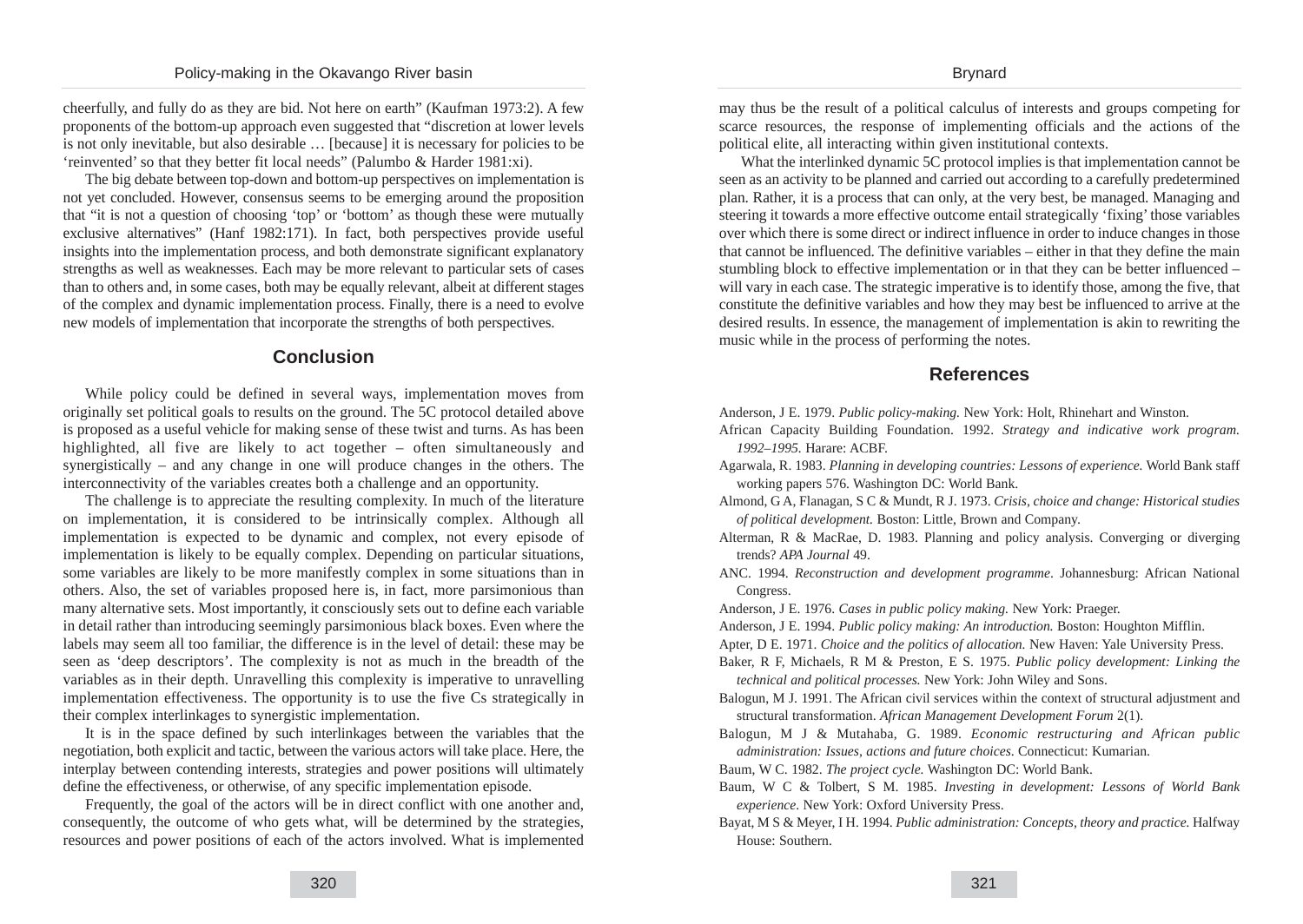cheerfully, and fully do as they are bid. Not here on earth" (Kaufman 1973:2). A few proponents of the bottom-up approach even suggested that "discretion at lower levels is not only inevitable, but also desirable … [because] it is necessary for policies to be 'reinvented' so that they better fit local needs" (Palumbo & Harder 1981:xi).

The big debate between top-down and bottom-up perspectives on implementation is not yet concluded. However, consensus seems to be emerging around the proposition that "it is not a question of choosing 'top' or 'bottom' as though these were mutually exclusive alternatives" (Hanf 1982:171). In fact, both perspectives provide useful insights into the implementation process, and both demonstrate significant explanatory strengths as well as weaknesses. Each may be more relevant to particular sets of cases than to others and, in some cases, both may be equally relevant, albeit at different stages of the complex and dynamic implementation process. Finally, there is a need to evolve new models of implementation that incorporate the strengths of both perspectives.

## Conclusion

While policy could be defined in several ways, implementation moves from originally set political goals to results on the ground. The 5C protocol detailed above is proposed as a useful vehicle for making sense of these twist and turns. As has been highlighted, all five are likely to act together – often simultaneously and synergistically – and any change in one will produce changes in the others. The interconnectivity of the variables creates both a challenge and an opportunity.

The challenge is to appreciate the resulting complexity. In much of the literature on implementation, it is considered to be intrinsically complex. Although all implementation is expected to be dynamic and complex, not every episode of implementation is likely to be equally complex. Depending on particular situations, some variables are likely to be more manifestly complex in some situations than in others. Also, the set of variables proposed here is, in fact, more parsimonious than many alternative sets. Most importantly, it consciously sets out to define each variable in detail rather than introducing seemingly parsimonious black boxes. Even where the labels may seem all too familiar, the difference is in the level of detail: these may be seen as 'deep descriptors'. The complexity is not as much in the breadth of the variables as in their depth. Unravelling this complexity is imperative to unravelling implementation effectiveness. The opportunity is to use the five Cs strategically in their complex interlinkages to synergistic implementation.

It is in the space defined by such interlinkages between the variables that the negotiation, both explicit and tactic, between the various actors will take place. Here, the interplay between contending interests, strategies and power positions will ultimately define the effectiveness, or otherwise, of any specific implementation episode.

Frequently, the goal of the actors will be in direct conflict with one another and, consequently, the outcome of who gets what, will be determined by the strategies, resources and power positions of each of the actors involved. What is implemented may thus be the result of a political calculus of interests and groups competing for scarce resources, the response of implementing officials and the actions of the political elite, all interacting within given institutional contexts.

What the interlinked dynamic 5C protocol implies is that implementation cannot be seen as an activity to be planned and carried out according to a carefully predetermined plan. Rather, it is a process that can only, at the very best, be managed. Managing and steering it towards a more effective outcome entail strategically 'fixing' those variables over which there is some direct or indirect influence in order to induce changes in those that cannot be influenced. The definitive variables – either in that they define the main stumbling block to effective implementation or in that they can be better influenced – will vary in each case. The strategic imperative is to identify those, among the five, that constitute the definitive variables and how they may best be influenced to arrive at the desired results. In essence, the management of implementation is akin to rewriting the music while in the process of performing the notes.

## References

Anderson, J E. 1979. *Public policy-making.* New York: Holt, Rhinehart and Winston.

African Capacity Building Foundation. 1992. *Strategy and indicative work program. 1992–1995.* Harare: ACBF.

Agarwala, R. 1983. *Planning in developing countries: Lessons of experience.* World Bank staff working papers 576. Washington DC: World Bank.

Almond, G A, Flanagan, S C & Mundt, R J. 1973. *Crisis, choice and change: Historical studies of political development.* Boston: Little, Brown and Company.

Alterman, R & MacRae, D. 1983. Planning and policy analysis. Converging or diverging trends? *APA Journal* 49.

ANC. 1994. *Reconstruction and development programme.* Johannesburg: African National Congress.

Anderson, J E. 1976. *Cases in public policy making.* New York: Praeger.

Anderson, J E. 1994. *Public policy making: An introduction.* Boston: Houghton Mifflin.

Apter, D E. 1971. *Choice and the politics of allocation.* New Haven: Yale University Press.

Baker, R F, Michaels, R M & Preston, E S. 1975. *Public policy development: Linking the technical and political processes.* New York: John Wiley and Sons.

Balogun, M J. 1991. The African civil services within the context of structural adjustment and structural transformation. *African Management Development Forum* 2(1).

Balogun, M J & Mutahaba, G. 1989. *Economic restructuring and African public administration: Issues, actions and future choices.* Connecticut: Kumarian.

Baum, W C. 1982. *The project cycle.* Washington DC: World Bank.

Baum, W C & Tolbert, S M. 1985. *Investing in development: Lessons of World Bank experience.* New York: Oxford University Press.

Bayat, M S & Meyer, I H. 1994. *Public administration: Concepts, theory and practice.* Halfway House: Southern.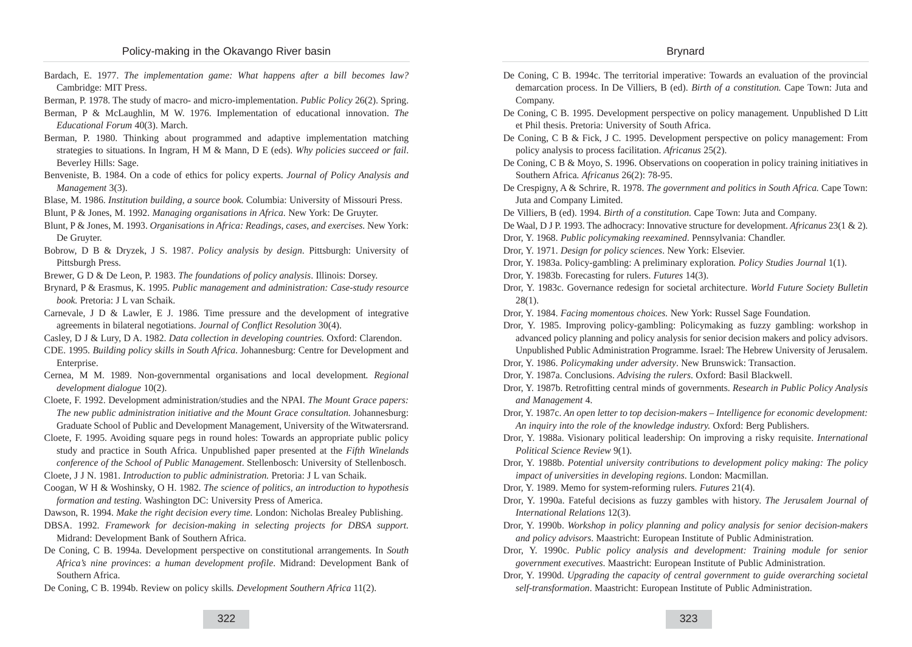Bardach, E. 1977. *The implementation game: What happens after a bill becomes law?* Cambridge: MIT Press.

Berman, P. 1978. The study of macro- and micro-implementation. *Public Policy* 26(2). Spring.

Berman, P & McLaughlin, M W. 1976. Implementation of educational innovation. *The Educational Forum* 40(3). March.

Berman, P. 1980. Thinking about programmed and adaptive implementation matching strategies to situations. In Ingram, H M & Mann, D E (eds). *Why policies succeed or fail*. Beverley Hills: Sage.

Benveniste, B. 1984. On a code of ethics for policy experts. *Journal of Policy Analysis and Management* 3(3).

Blase, M. 1986. *Institution building, a source book.* Columbia: University of Missouri Press.

Blunt, P & Jones, M. 1992. *Managing organisations in Africa.* New York: De Gruyter.

Blunt, P & Jones, M. 1993. *Organisations in Africa: Readings, cases, and exercises*. New York: De Gruyter.

Bobrow, D B & Dryzek, J S. 1987. *Policy analysis by design*. Pittsburgh: University of Pittsburgh Press.

Brewer, G D & De Leon, P. 1983. *The foundations of policy analysis*. Illinois: Dorsey.

Brynard, P & Erasmus, K. 1995. *Public management and administration: Case-study resource book.* Pretoria: J L van Schaik.

Carnevale, J D & Lawler, E J. 1986. Time pressure and the development of integrative agreements in bilateral negotiations. *Journal of Conflict Resolution* 30(4).

Casley, D J & Lury, D A. 1982. *Data collection in developing countries.* Oxford: Clarendon.

CDE. 1995. *Building policy skills in South Africa*. Johannesburg: Centre for Development and Enterprise.

Cernea, M M. 1989. Non-governmental organisations and local development. *Regional development dialogue* 10(2).

Cloete, F. 1992. Development administration/studies and the NPAI. *The Mount Grace papers: The new public administration initiative and the Mount Grace consultation*. Johannesburg: Graduate School of Public and Development Management, University of the Witwatersrand.

Cloete, F. 1995. Avoiding square pegs in round holes: Towards an appropriate public policy study and practice in South Africa. Unpublished paper presented at the *Fifth Winelands conference of the School of Public Management*. Stellenbosch: University of Stellenbosch.

Cloete, J J N. 1981. *Introduction to public administration.* Pretoria: J L van Schaik.

Coogan, W H & Woshinsky, O H. 1982. *The science of politics, an introduction to hypothesis formation and testing.* Washington DC: University Press of America.

Dawson, R. 1994. *Make the right decision every time.* London: Nicholas Brealey Publishing.

DBSA. 1992. *Framework for decision-making in selecting projects for DBSA support*. Midrand: Development Bank of Southern Africa.

De Coning, C B. 1994a. Development perspective on constitutional arrangements. In *South Africa's nine provinces*: *a human development profile*. Midrand: Development Bank of Southern Africa.

De Coning, C B. 1994b. Review on policy skills. *Development Southern Africa* 11(2).

De Coning, C B. 1994c. The territorial imperative: Towards an evaluation of the provincial demarcation process. In De Villiers, B (ed). *Birth of a constitution.* Cape Town: Juta and Company.

De Coning, C B. 1995. Development perspective on policy management. Unpublished D Litt et Phil thesis. Pretoria: University of South Africa.

De Coning, C B & Fick, J C. 1995. Development perspective on policy management: From policy analysis to process facilitation. *Africanus* 25(2).

De Coning, C B & Moyo, S. 1996. Observations on cooperation in policy training initiatives in Southern Africa. *Africanus* 26(2): 78-95.

De Crespigny, A & Schrire, R. 1978. *The government and politics in South Africa.* Cape Town: Juta and Company Limited.

De Villiers, B (ed). 1994. *Birth of a constitution.* Cape Town: Juta and Company.

De Waal, D J P. 1993. The adhocracy: Innovative structure for development. *Africanus* 23(1 & 2).

Dror, Y. 1968. *Public policymaking reexamined*. Pennsylvania: Chandler.

Dror, Y. 1971. *Design for policy sciences*. New York: Elsevier.

Dror, Y. 1983a. Policy-gambling: A preliminary exploration. *Policy Studies Journal* 1(1).

Dror, Y. 1983b. Forecasting for rulers. *Futures* 14(3).

Dror, Y. 1983c. Governance redesign for societal architecture. *World Future Society Bulletin* 28(1).

Dror, Y. 1984. *Facing momentous choices.* New York: Russel Sage Foundation.

Dror, Y. 1985. Improving policy-gambling: Policymaking as fuzzy gambling: workshop in advanced policy planning and policy analysis for senior decision makers and policy advisors. Unpublished Public Administration Programme. Israel: The Hebrew University of Jerusalem.

Dror, Y. 1986. *Policymaking under adversity*. New Brunswick: Transaction.

Dror, Y. 1987a. Conclusions. *Advising the rulers*. Oxford: Basil Blackwell.

Dror, Y. 1987b. Retrofitting central minds of governments. *Research in Public Policy Analysis and Management* 4.

Dror, Y. 1987c. *An open letter to top decision-makers – Intelligence for economic development: An inquiry into the role of the knowledge industry.* Oxford: Berg Publishers.

Dror, Y. 1988a. Visionary political leadership: On improving a risky requisite. *International Political Science Review* 9(1).

Dror, Y. 1988b. *Potential university contributions to development policy making: The policy impact of universities in developing regions*. London: Macmillan.

Dror, Y. 1989. Memo for system-reforming rulers. *Futures* 21(4).

Dror, Y. 1990a. Fateful decisions as fuzzy gambles with history. *The Jerusalem Journal of International Relations* 12(3).

Dror, Y. 1990b. *Workshop in policy planning and policy analysis for senior decision-makers and policy advisors*. Maastricht: European Institute of Public Administration.

Dror, Y. 1990c. *Public policy analysis and development: Training module for senior government executives*. Maastricht: European Institute of Public Administration.

Dror, Y. 1990d. *Upgrading the capacity of central government to guide overarching societal self-transformation*. Maastricht: European Institute of Public Administration.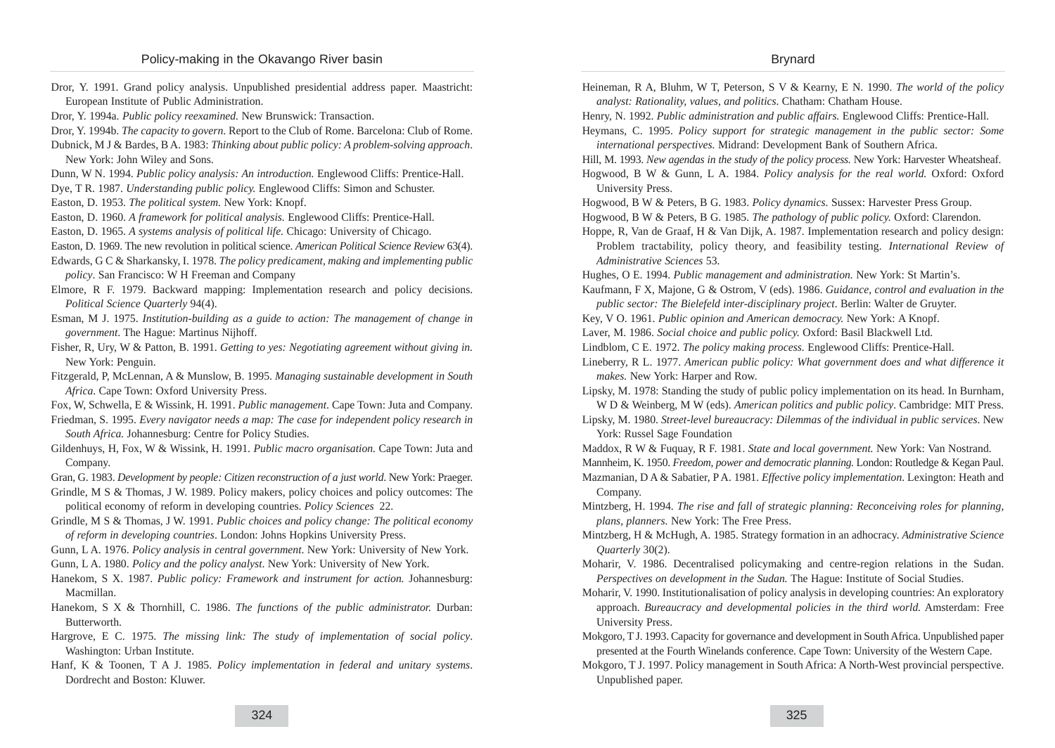Dror, Y. 1991. Grand policy analysis. Unpublished presidential address paper. Maastricht: European Institute of Public Administration.

Dror, Y. 1994a. *Public policy reexamined.* New Brunswick: Transaction.

Dror, Y. 1994b. *The capacity to govern*. Report to the Club of Rome. Barcelona: Club of Rome.

Dubnick, M J & Bardes, B A. 1983: *Thinking about public policy: A problem-solving approach*. New York: John Wiley and Sons.

Dunn, W N. 1994. *Public policy analysis: An introduction.* Englewood Cliffs: Prentice-Hall.

Dye, T R. 1987. *Understanding public policy.* Englewood Cliffs: Simon and Schuster.

Easton, D. 1953. *The political system.* New York: Knopf.

Easton, D. 1960. *A framework for political analysis.* Englewood Cliffs: Prentice-Hall.

Easton, D. 1965. *A systems analysis of political life.* Chicago: University of Chicago.

Easton, D. 1969. The new revolution in political science. *American Political Science Review* 63(4).

Edwards, G C & Sharkansky, I. 1978. *The policy predicament, making and implementing public policy*. San Francisco: W H Freeman and Company

Elmore, R F. 1979. Backward mapping: Implementation research and policy decisions. *Political Science Quarterly* 94(4).

Esman, M J. 1975. *Institution-building as a guide to action: The management of change in government.* The Hague: Martinus Nijhoff.

Fisher, R, Ury, W & Patton, B. 1991. *Getting to yes: Negotiating agreement without giving in.* New York: Penguin.

Fitzgerald, P, McLennan, A & Munslow, B. 1995. *Managing sustainable development in South Africa*. Cape Town: Oxford University Press.

Fox, W, Schwella, E & Wissink, H. 1991. *Public management*. Cape Town: Juta and Company.

Friedman, S. 1995. *Every navigator needs a map: The case for independent policy research in South Africa.* Johannesburg: Centre for Policy Studies.

Gildenhuys, H, Fox, W & Wissink, H. 1991. *Public macro organisation.* Cape Town: Juta and Company.

Gran, G. 1983. *Development by people: Citizen reconstruction of a just world*. New York: Praeger.

Grindle, M S & Thomas, J W. 1989. Policy makers, policy choices and policy outcomes: The political economy of reform in developing countries. *Policy Sciences* 22.

Grindle, M S & Thomas, J W. 1991. *Public choices and policy change: The political economy of reform in developing countries*. London: Johns Hopkins University Press.

Gunn, L A. 1976. *Policy analysis in central government*. New York: University of New York.

Gunn, L A. 1980. *Policy and the policy analyst*. New York: University of New York.

Hanekom, S X. 1987. *Public policy: Framework and instrument for action.* Johannesburg: Macmillan.

Hanekom, S X & Thornhill, C. 1986. *The functions of the public administrator.* Durban: Butterworth.

Hargrove, E C. 1975. *The missing link: The study of implementation of social policy*. Washington: Urban Institute.

Hanf, K & Toonen, T A J. 1985. *Policy implementation in federal and unitary systems*. Dordrecht and Boston: Kluwer.

Heineman, R A, Bluhm, W T, Peterson, S V & Kearny, E N. 1990. *The world of the policy analyst: Rationality, values, and politics*. Chatham: Chatham House.

Henry, N. 1992. *Public administration and public affairs.* Englewood Cliffs: Prentice-Hall.

Heymans, C. 1995. *Policy support for strategic management in the public sector: Some international perspectives.* Midrand: Development Bank of Southern Africa.

Hill, M. 1993. *New agendas in the study of the policy process.* New York: Harvester Wheatsheaf.

Hogwood, B W & Gunn, L A. 1984. *Policy analysis for the real world.* Oxford: Oxford University Press.

Hogwood, B W & Peters, B G. 1983. *Policy dynamics.* Sussex: Harvester Press Group.

Hogwood, B W & Peters, B G. 1985. *The pathology of public policy.* Oxford: Clarendon.

Hoppe, R, Van de Graaf, H & Van Dijk, A. 1987. Implementation research and policy design: Problem tractability, policy theory, and feasibility testing. *International Review of Administrative Sciences* 53.

Hughes, O E. 1994. *Public management and administration.* New York: St Martin's.

Kaufmann, F X, Majone, G & Ostrom, V (eds). 1986. *Guidance, control and evaluation in the public sector: The Bielefeld inter-disciplinary project*. Berlin: Walter de Gruyter.

Key, V O. 1961. *Public opinion and American democracy.* New York: A Knopf.

Laver, M. 1986. *Social choice and public policy.* Oxford: Basil Blackwell Ltd.

Lindblom, C E. 1972. *The policy making process.* Englewood Cliffs: Prentice-Hall.

Lineberry, R L. 1977. *American public policy: What government does and what difference it makes.* New York: Harper and Row.

Lipsky, M. 1978: Standing the study of public policy implementation on its head. In Burnham, W D & Weinberg, M W (eds). *American politics and public policy*. Cambridge: MIT Press.

Lipsky, M. 1980. *Street-level bureaucracy: Dilemmas of the individual in public services*. New York: Russel Sage Foundation

Maddox, R W & Fuquay, R F. 1981. *State and local government.* New York: Van Nostrand.

Mannheim, K. 1950. *Freedom, power and democratic planning.* London: Routledge & Kegan Paul.

Mazmanian, D A & Sabatier, P A. 1981. *Effective policy implementation*. Lexington: Heath and Company.

Mintzberg, H. 1994. *The rise and fall of strategic planning: Reconceiving roles for planning, plans, planners.* New York: The Free Press.

Mintzberg, H & McHugh, A. 1985. Strategy formation in an adhocracy. *Administrative Science Quarterly* 30(2).

Moharir, V. 1986. Decentralised policymaking and centre-region relations in the Sudan. *Perspectives on development in the Sudan.* The Hague: Institute of Social Studies.

Moharir, V. 1990. Institutionalisation of policy analysis in developing countries: An exploratory approach. *Bureaucracy and developmental policies in the third world.* Amsterdam: Free University Press.

Mokgoro, T J. 1993. Capacity for governance and development in South Africa. Unpublished paper presented at the Fourth Winelands conference. Cape Town: University of the Western Cape.

Mokgoro, T J. 1997. Policy management in South Africa: A North-West provincial perspective. Unpublished paper.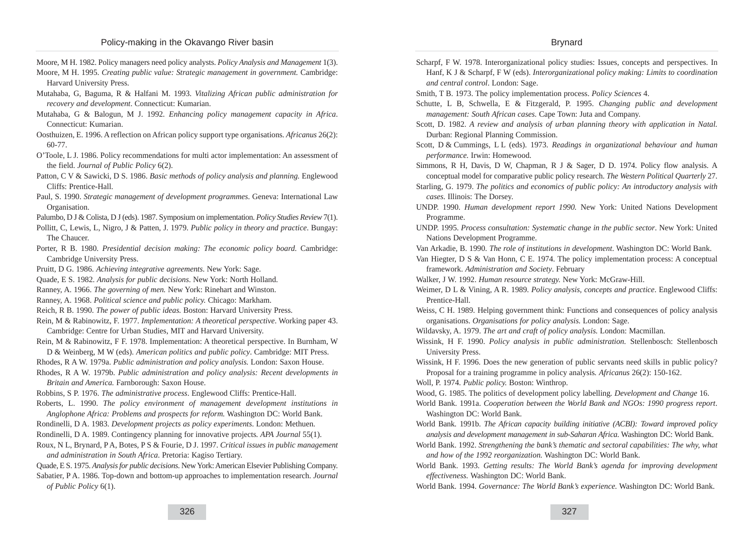Moore, M H. 1982. Policy managers need policy analysts. *Policy Analysis and Management* 1(3).

Moore, M H. 1995. *Creating public value: Strategic management in government.* Cambridge: Harvard University Press.

Mutahaba, G, Baguma, R & Halfani M. 1993. *Vitalizing African public administration for recovery and development*. Connecticut: Kumarian.

Mutahaba, G & Balogun, M J. 1992. *Enhancing policy management capacity in Africa*. Connecticut: Kumarian.

Oosthuizen, E. 1996. A reflection on African policy support type organisations. *Africanus* 26(2): 60-77.

O'Toole, L J. 1986. Policy recommendations for multi actor implementation: An assessment of the field. *Journal of Public Policy* 6(2).

Patton, C V & Sawicki, D S. 1986. *Basic methods of policy analysis and planning.* Englewood Cliffs: Prentice-Hall.

Paul, S. 1990. *Strategic management of development programmes*. Geneva: International Law Organisation.

Palumbo, D J & Colista, D J (eds). 1987. Symposium on implementation. *Policy Studies Review* 7(1).

Pollitt, C, Lewis, L, Nigro, J & Patten, J. 1979. *Public policy in theory and practice*. Bungay: The Chaucer.

Porter, R B. 1980. *Presidential decision making: The economic policy board.* Cambridge: Cambridge University Press.

Pruitt, D G. 1986. *Achieving integrative agreements*. New York: Sage.

Quade, E S. 1982. *Analysis for public decisions*. New York: North Holland.

Ranney, A. 1966. *The governing of men.* New York: Rinehart and Winston.

Ranney, A. 1968. *Political science and public policy.* Chicago: Markham.

Reich, R B. 1990. *The power of public ideas.* Boston: Harvard University Press.

Rein, M & Rabinowitz, F. 1977. *Implementation: A theoretical perspective*. Working paper 43. Cambridge: Centre for Urban Studies, MIT and Harvard University.

Rein, M & Rabinowitz, F F. 1978. Implementation: A theoretical perspective. In Burnham, W D & Weinberg, M W (eds). *American politics and public policy*. Cambridge: MIT Press.

Rhodes, R A W. 1979a. *Public administration and policy analysis.* London: Saxon House.

Rhodes, R A W. 1979b. *Public administration and policy analysis: Recent developments in Britain and America.* Farnborough: Saxon House.

Robbins, S P. 1976. *The administrative process*. Englewood Cliffs: Prentice-Hall.

Roberts, L. 1990. *The policy environment of management development institutions in Anglophone Africa: Problems and prospects for reform.* Washington DC: World Bank.

Rondinelli, D A. 1983. *Development projects as policy experiments*. London: Methuen.

Rondinelli, D A. 1989. Contingency planning for innovative projects. *APA Journal* 55(1).

Roux, N L, Brynard, P A, Botes, P S & Fourie, D J. 1997. *Critical issues in public management and administration in South Africa*. Pretoria: Kagiso Tertiary.

Quade, E S. 1975. *Analysis for public decisions.* New York: American Elsevier Publishing Company.

Sabatier, P A. 1986. Top-down and bottom-up approaches to implementation research. *Journal of Public Policy* 6(1).

Scharpf, F W. 1978. Interorganizational policy studies: Issues, concepts and perspectives. In Hanf, K J & Scharpf, F W (eds). *Interorganizational policy making: Limits to coordination and central control*. London: Sage.

Smith, T B. 1973. The policy implementation process. *Policy Sciences* 4.

Schutte, L B, Schwella, E & Fitzgerald, P. 1995. *Changing public and development management: South African cases.* Cape Town: Juta and Company.

Scott, D. 1982. *A review and analysis of urban planning theory with application in Natal.* Durban: Regional Planning Commission.

Scott, D & Cummings, L L (eds). 1973. *Readings in organizational behaviour and human performance.* Irwin: Homewood.

Simmons, R H, Davis, D W, Chapman, R J & Sager, D D. 1974. Policy flow analysis. A conceptual model for comparative public policy research. *The Western Political Quarterly* 27.

Starling, G. 1979. *The politics and economics of public policy: An introductory analysis with cases.* Illinois: The Dorsey.

UNDP. 1990. *Human development report 1990.* New York: United Nations Development Programme.

UNDP. 1995. *Process consultation: Systematic change in the public sector*. New York: United Nations Development Programme.

Van Arkadie, B. 1990. *The role of institutions in development*. Washington DC: World Bank.

Van Hiegter, D S & Van Honn, C E. 1974. The policy implementation process: A conceptual framework. *Administration and Society*. February

Walker, J W. 1992. *Human resource strategy.* New York: McGraw-Hill.

Weimer, D L & Vining, A R. 1989. *Policy analysis, concepts and practice*. Englewood Cliffs: Prentice-Hall.

Weiss, C H. 1989. Helping government think: Functions and consequences of policy analysis organisations. *Organisations for policy analysis.* London: Sage.

Wildavsky, A. 1979. *The art and craft of policy analysis.* London: Macmillan.

Wissink, H F. 1990. *Policy analysis in public administration.* Stellenbosch: Stellenbosch University Press.

Wissink, H F. 1996. Does the new generation of public servants need skills in public policy? Proposal for a training programme in policy analysis. *Africanus* 26(2): 150-162.

Woll, P. 1974. *Public policy.* Boston: Winthrop.

Wood, G. 1985. The politics of development policy labelling. *Development and Change* 16.

World Bank. 1991a. *Cooperation between the World Bank and NGOs: 1990 progress report*. Washington DC: World Bank.

World Bank. 1991b. *The African capacity building initiative (ACBI): Toward improved policy analysis and development management in sub-Saharan Africa.* Washington DC: World Bank.

World Bank. 1992. *Strengthening the bank's thematic and sectoral capabilities: The why, what and how of the 1992 reorganization.* Washington DC: World Bank.

World Bank. 1993. *Getting results: The World Bank's agenda for improving development effectiveness.* Washington DC: World Bank.

World Bank. 1994. *Governance: The World Bank's experience.* Washington DC: World Bank.